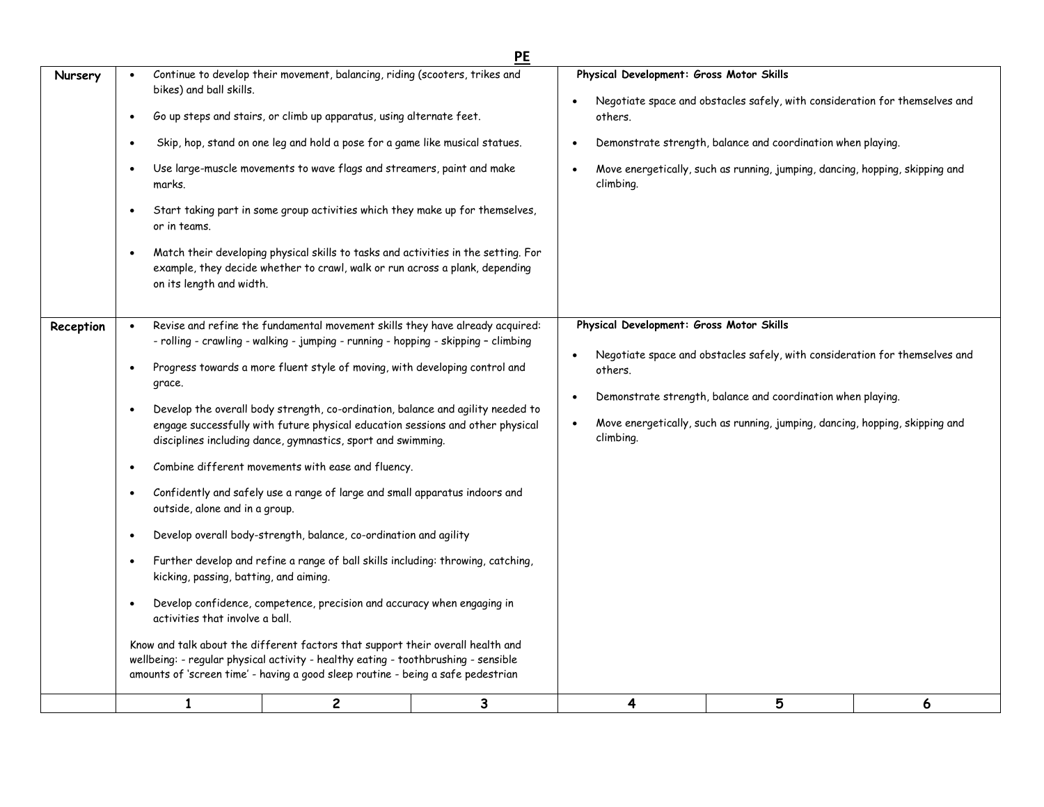# PE

| | | | | | | |
|---|---|---|---|---|---|---|
| **Nursery** | • Continue to develop their movement, balancing, riding (scooters, trikes and bikes) and ball skills.<br>• Go up steps and stairs, or climb up apparatus, using alternate feet.<br>• Skip, hop, stand on one leg and hold a pose for a game like musical statues.<br>• Use large-muscle movements to wave flags and streamers, paint and make marks.<br>• Start taking part in some group activities which they make up for themselves, or in teams.<br>• Match their developing physical skills to tasks and activities in the setting. For example, they decide whether to crawl, walk or run across a plank, depending on its length and width. | | | **Physical Development: Gross Motor Skills**<br>• Negotiate space and obstacles safely, with consideration for themselves and others.<br>• Demonstrate strength, balance and coordination when playing.<br>• Move energetically, such as running, jumping, dancing, hopping, skipping and climbing. | | |
| **Reception** | • Revise and refine the fundamental movement skills they have already acquired: - rolling - crawling - walking - jumping - running - hopping - skipping – climbing<br>• Progress towards a more fluent style of moving, with developing control and grace.<br>• Develop the overall body strength, co-ordination, balance and agility needed to engage successfully with future physical education sessions and other physical disciplines including dance, gymnastics, sport and swimming.<br>• Combine different movements with ease and fluency.<br>• Confidently and safely use a range of large and small apparatus indoors and outside, alone and in a group.<br>• Develop overall body-strength, balance, co-ordination and agility<br>• Further develop and refine a range of ball skills including: throwing, catching, kicking, passing, batting, and aiming.<br>• Develop confidence, competence, precision and accuracy when engaging in activities that involve a ball.<br>Know and talk about the different factors that support their overall health and wellbeing: - regular physical activity - healthy eating - toothbrushing - sensible amounts of 'screen time' - having a good sleep routine - being a safe pedestrian | | | **Physical Development: Gross Motor Skills**<br>• Negotiate space and obstacles safely, with consideration for themselves and others.<br>• Demonstrate strength, balance and coordination when playing.<br>• Move energetically, such as running, jumping, dancing, hopping, skipping and climbing. | | |
| | **1** | **2** | **3** | **4** | **5** | **6** |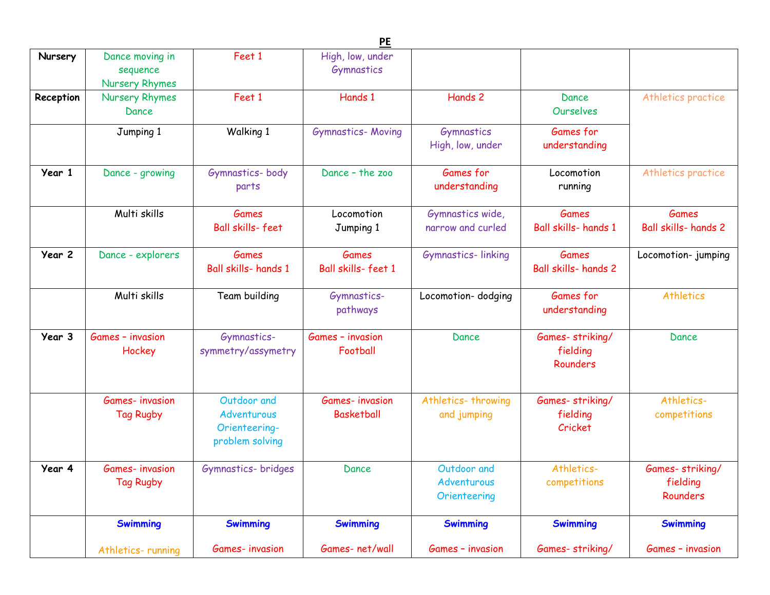**PE**

| Nursery | Dance moving in sequence Nursery Rhymes | Feet 1 | High, low, under Gymnastics | | | |
|---|---|---|---|---|---|---|
| Reception | Nursery Rhymes Dance | Feet 1 | Hands 1 | Hands 2 | Dance Ourselves | Athletics practice |
| | Jumping 1 | Walking 1 | Gymnastics- Moving | Gymnastics High, low, under | Games for understanding | |
| Year 1 | Dance - growing | Gymnastics- body parts | Dance – the zoo | Games for understanding | Locomotion running | Athletics practice |
| | Multi skills | Games Ball skills- feet | Locomotion Jumping 1 | Gymnastics wide, narrow and curled | Games Ball skills- hands 1 | Games Ball skills- hands 2 |
| Year 2 | Dance - explorers | Games Ball skills- hands 1 | Games Ball skills- feet 1 | Gymnastics- linking | Games Ball skills- hands 2 | Locomotion- jumping |
| | Multi skills | Team building | Gymnastics- pathways | Locomotion- dodging | Games for understanding | Athletics |
| Year 3 | Games – invasion Hockey | Gymnastics- symmetry/assymetry | Games – invasion Football | Dance | Games- striking/ fielding Rounders | Dance |
| | Games- invasion Tag Rugby | Outdoor and Adventurous Orienteering- problem solving | Games- invasion Basketball | Athletics- throwing and jumping | Games- striking/ fielding Cricket | Athletics- competitions |
| Year 4 | Games- invasion Tag Rugby | Gymnastics- bridges | Dance | Outdoor and Adventurous Orienteering | Athletics- competitions | Games- striking/ fielding Rounders |
| | **Swimming** Athletics- running | **Swimming** Games- invasion | **Swimming** Games- net/wall | **Swimming** Games – invasion | **Swimming** Games- striking/ | **Swimming** Games – invasion |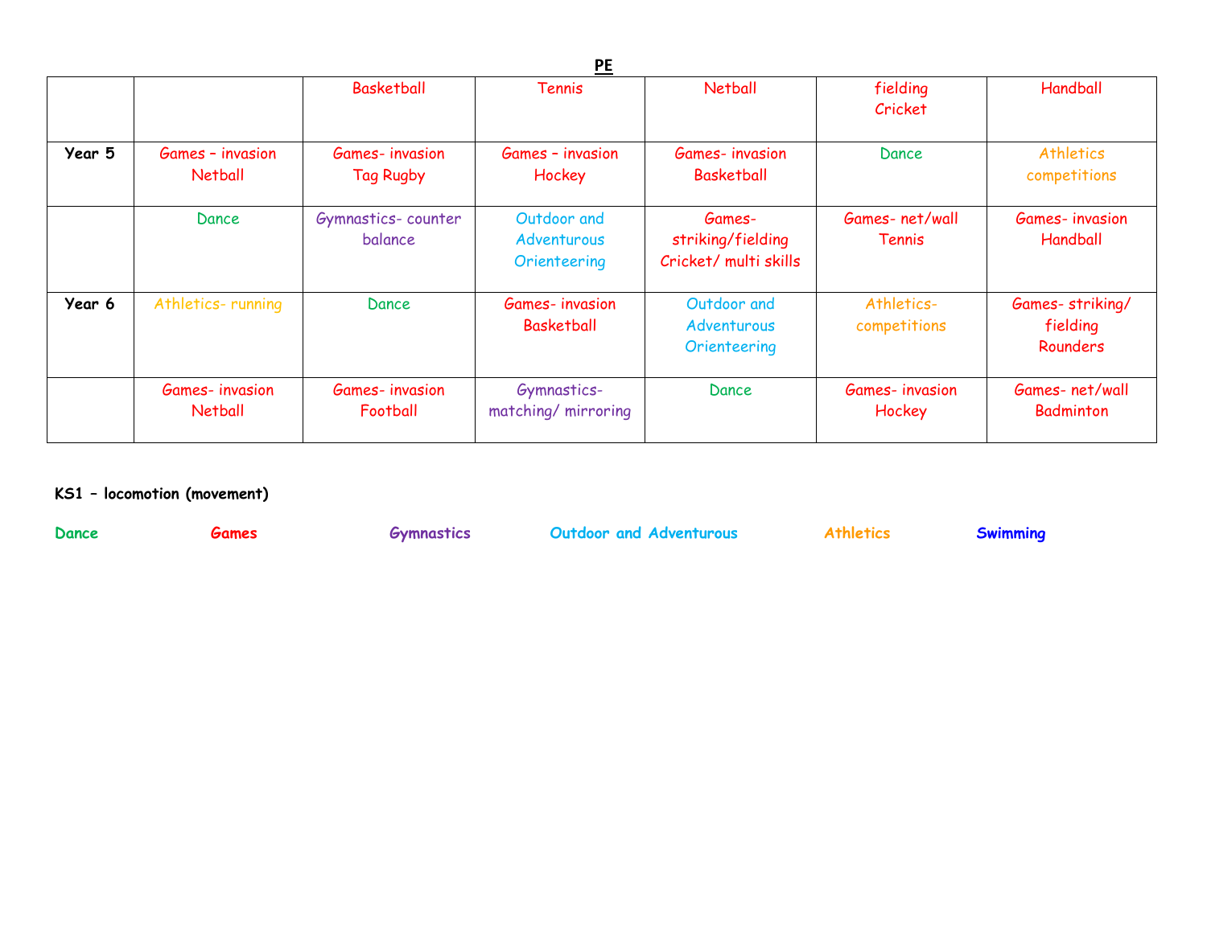**PE**

| | | | | | | |
|---|---|---|---|---|---|---|
| | | Basketball | Tennis | Netball | fielding Cricket | Handball |
| **Year 5** | Games – invasion Netball | Games- invasion Tag Rugby | Games – invasion Hockey | Games- invasion Basketball | Dance | Athletics competitions |
| | Dance | Gymnastics- counter balance | Outdoor and Adventurous Orienteering | Games- striking/fielding Cricket/ multi skills | Games- net/wall Tennis | Games- invasion Handball |
| **Year 6** | Athletics- running | Dance | Games- invasion Basketball | Outdoor and Adventurous Orienteering | Athletics- competitions | Games- striking/ fielding Rounders |
| | Games- invasion Netball | Games- invasion Football | Gymnastics- matching/ mirroring | Dance | Games- invasion Hockey | Games- net/wall Badminton |

**KS1 – locomotion (movement)**

**Dance** **Games** **Gymnastics** **Outdoor and Adventurous** **Athletics** **Swimming**